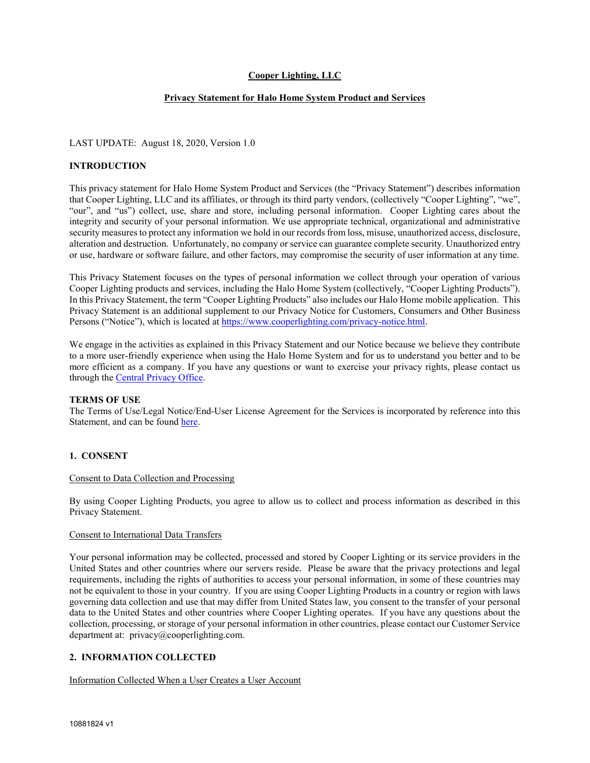**Cooper Lighting, LLC**

**Privacy Statement for Halo Home System Product and Services**

LAST UPDATE: August 18, 2020, Version 1.0

## INTRODUCTION

This privacy statement for Halo Home System Product and Services (the "Privacy Statement") describes information that Cooper Lighting, LLC and its affiliates, or through its third party vendors, (collectively "Cooper Lighting", "we", "our", and "us") collect, use, share and store, including personal information. Cooper Lighting cares about the integrity and security of your personal information. We use appropriate technical, organizational and administrative security measures to protect any information we hold in our records from loss, misuse, unauthorized access, disclosure, alteration and destruction. Unfortunately, no company or service can guarantee complete security. Unauthorized entry or use, hardware or software failure, and other factors, may compromise the security of user information at any time.

This Privacy Statement focuses on the types of personal information we collect through your operation of various Cooper Lighting products and services, including the Halo Home System (collectively, "Cooper Lighting Products"). In this Privacy Statement, the term "Cooper Lighting Products" also includes our Halo Home mobile application. This Privacy Statement is an additional supplement to our Privacy Notice for Customers, Consumers and Other Business Persons ("Notice"), which is located at https://www.cooperlighting.com/privacy-notice.html.

We engage in the activities as explained in this Privacy Statement and our Notice because we believe they contribute to a more user-friendly experience when using the Halo Home System and for us to understand you better and to be more efficient as a company. If you have any questions or want to exercise your privacy rights, please contact us through the Central Privacy Office.

## TERMS OF USE

The Terms of Use/Legal Notice/End-User License Agreement for the Services is incorporated by reference into this Statement, and can be found here.

## 1. CONSENT

Consent to Data Collection and Processing

By using Cooper Lighting Products, you agree to allow us to collect and process information as described in this Privacy Statement.

Consent to International Data Transfers

Your personal information may be collected, processed and stored by Cooper Lighting or its service providers in the United States and other countries where our servers reside. Please be aware that the privacy protections and legal requirements, including the rights of authorities to access your personal information, in some of these countries may not be equivalent to those in your country. If you are using Cooper Lighting Products in a country or region with laws governing data collection and use that may differ from United States law, you consent to the transfer of your personal data to the United States and other countries where Cooper Lighting operates. If you have any questions about the collection, processing, or storage of your personal information in other countries, please contact our Customer Service department at: privacy@cooperlighting.com.

## 2. INFORMATION COLLECTED

Information Collected When a User Creates a User Account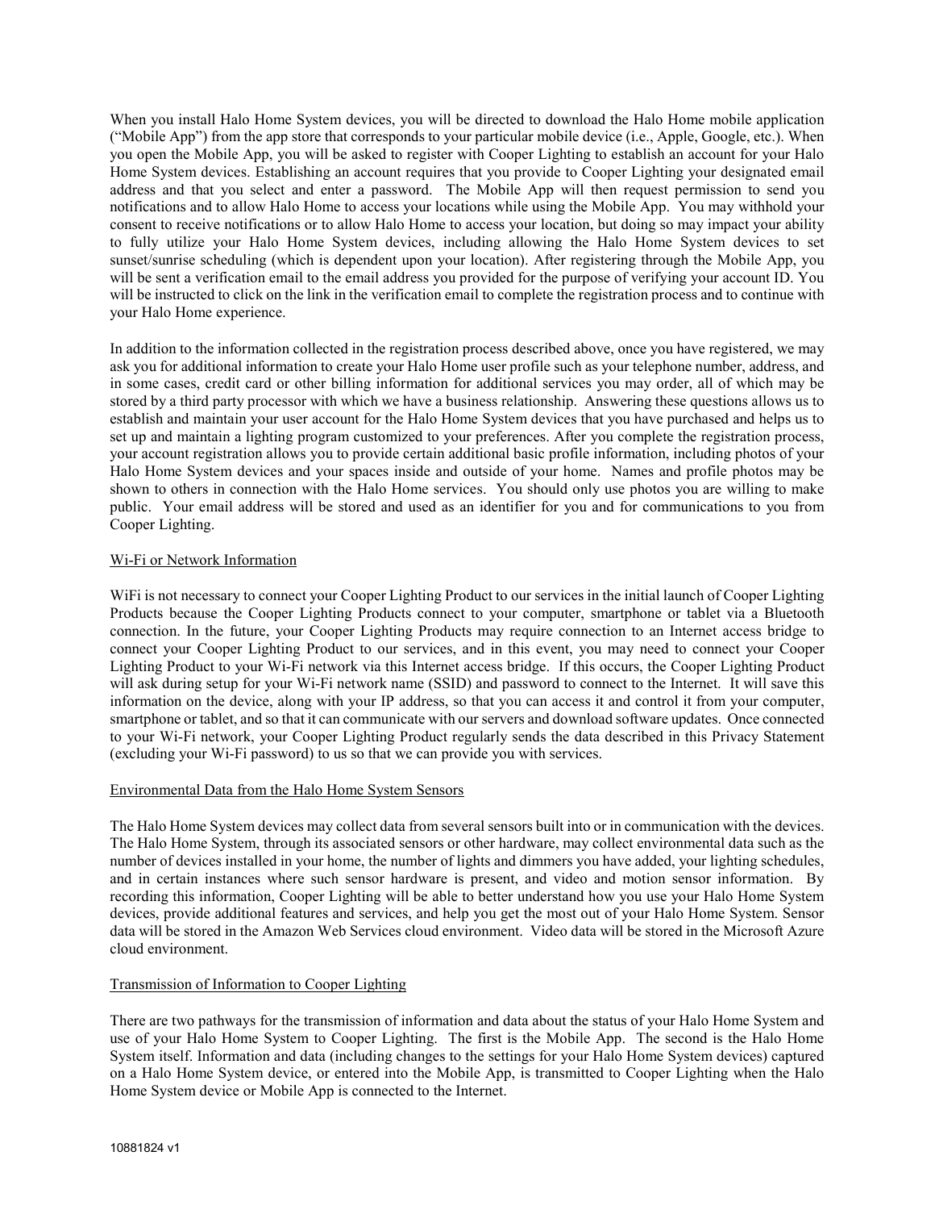When you install Halo Home System devices, you will be directed to download the Halo Home mobile application ("Mobile App") from the app store that corresponds to your particular mobile device (i.e., Apple, Google, etc.). When you open the Mobile App, you will be asked to register with Cooper Lighting to establish an account for your Halo Home System devices. Establishing an account requires that you provide to Cooper Lighting your designated email address and that you select and enter a password. The Mobile App will then request permission to send you notifications and to allow Halo Home to access your locations while using the Mobile App. You may withhold your consent to receive notifications or to allow Halo Home to access your location, but doing so may impact your ability to fully utilize your Halo Home System devices, including allowing the Halo Home System devices to set sunset/sunrise scheduling (which is dependent upon your location). After registering through the Mobile App, you will be sent a verification email to the email address you provided for the purpose of verifying your account ID. You will be instructed to click on the link in the verification email to complete the registration process and to continue with your Halo Home experience.

In addition to the information collected in the registration process described above, once you have registered, we may ask you for additional information to create your Halo Home user profile such as your telephone number, address, and in some cases, credit card or other billing information for additional services you may order, all of which may be stored by a third party processor with which we have a business relationship. Answering these questions allows us to establish and maintain your user account for the Halo Home System devices that you have purchased and helps us to set up and maintain a lighting program customized to your preferences. After you complete the registration process, your account registration allows you to provide certain additional basic profile information, including photos of your Halo Home System devices and your spaces inside and outside of your home. Names and profile photos may be shown to others in connection with the Halo Home services. You should only use photos you are willing to make public. Your email address will be stored and used as an identifier for you and for communications to you from Cooper Lighting.

Wi-Fi or Network Information

WiFi is not necessary to connect your Cooper Lighting Product to our services in the initial launch of Cooper Lighting Products because the Cooper Lighting Products connect to your computer, smartphone or tablet via a Bluetooth connection. In the future, your Cooper Lighting Products may require connection to an Internet access bridge to connect your Cooper Lighting Product to our services, and in this event, you may need to connect your Cooper Lighting Product to your Wi-Fi network via this Internet access bridge. If this occurs, the Cooper Lighting Product will ask during setup for your Wi-Fi network name (SSID) and password to connect to the Internet. It will save this information on the device, along with your IP address, so that you can access it and control it from your computer, smartphone or tablet, and so that it can communicate with our servers and download software updates. Once connected to your Wi-Fi network, your Cooper Lighting Product regularly sends the data described in this Privacy Statement (excluding your Wi-Fi password) to us so that we can provide you with services.

Environmental Data from the Halo Home System Sensors

The Halo Home System devices may collect data from several sensors built into or in communication with the devices. The Halo Home System, through its associated sensors or other hardware, may collect environmental data such as the number of devices installed in your home, the number of lights and dimmers you have added, your lighting schedules, and in certain instances where such sensor hardware is present, and video and motion sensor information. By recording this information, Cooper Lighting will be able to better understand how you use your Halo Home System devices, provide additional features and services, and help you get the most out of your Halo Home System. Sensor data will be stored in the Amazon Web Services cloud environment. Video data will be stored in the Microsoft Azure cloud environment.

Transmission of Information to Cooper Lighting

There are two pathways for the transmission of information and data about the status of your Halo Home System and use of your Halo Home System to Cooper Lighting. The first is the Mobile App. The second is the Halo Home System itself. Information and data (including changes to the settings for your Halo Home System devices) captured on a Halo Home System device, or entered into the Mobile App, is transmitted to Cooper Lighting when the Halo Home System device or Mobile App is connected to the Internet.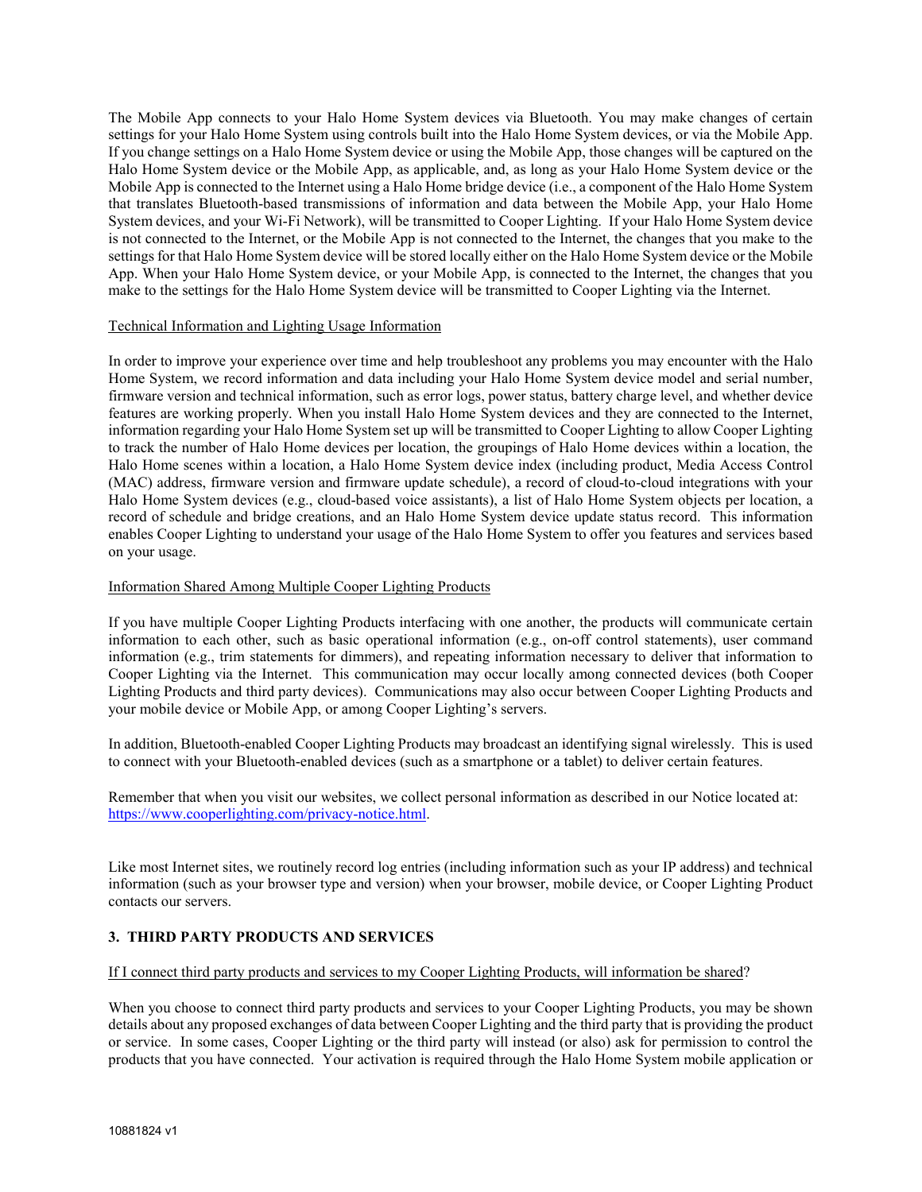The Mobile App connects to your Halo Home System devices via Bluetooth. You may make changes of certain settings for your Halo Home System using controls built into the Halo Home System devices, or via the Mobile App. If you change settings on a Halo Home System device or using the Mobile App, those changes will be captured on the Halo Home System device or the Mobile App, as applicable, and, as long as your Halo Home System device or the Mobile App is connected to the Internet using a Halo Home bridge device (i.e., a component of the Halo Home System that translates Bluetooth-based transmissions of information and data between the Mobile App, your Halo Home System devices, and your Wi-Fi Network), will be transmitted to Cooper Lighting. If your Halo Home System device is not connected to the Internet, or the Mobile App is not connected to the Internet, the changes that you make to the settings for that Halo Home System device will be stored locally either on the Halo Home System device or the Mobile App. When your Halo Home System device, or your Mobile App, is connected to the Internet, the changes that you make to the settings for the Halo Home System device will be transmitted to Cooper Lighting via the Internet.

<u>Technical Information and Lighting Usage Information</u>

In order to improve your experience over time and help troubleshoot any problems you may encounter with the Halo Home System, we record information and data including your Halo Home System device model and serial number, firmware version and technical information, such as error logs, power status, battery charge level, and whether device features are working properly. When you install Halo Home System devices and they are connected to the Internet, information regarding your Halo Home System set up will be transmitted to Cooper Lighting to allow Cooper Lighting to track the number of Halo Home devices per location, the groupings of Halo Home devices within a location, the Halo Home scenes within a location, a Halo Home System device index (including product, Media Access Control (MAC) address, firmware version and firmware update schedule), a record of cloud-to-cloud integrations with your Halo Home System devices (e.g., cloud-based voice assistants), a list of Halo Home System objects per location, a record of schedule and bridge creations, and an Halo Home System device update status record. This information enables Cooper Lighting to understand your usage of the Halo Home System to offer you features and services based on your usage.

<u>Information Shared Among Multiple Cooper Lighting Products</u>

If you have multiple Cooper Lighting Products interfacing with one another, the products will communicate certain information to each other, such as basic operational information (e.g., on-off control statements), user command information (e.g., trim statements for dimmers), and repeating information necessary to deliver that information to Cooper Lighting via the Internet. This communication may occur locally among connected devices (both Cooper Lighting Products and third party devices). Communications may also occur between Cooper Lighting Products and your mobile device or Mobile App, or among Cooper Lighting's servers.

In addition, Bluetooth-enabled Cooper Lighting Products may broadcast an identifying signal wirelessly. This is used to connect with your Bluetooth-enabled devices (such as a smartphone or a tablet) to deliver certain features.

Remember that when you visit our websites, we collect personal information as described in our Notice located at: [https://www.cooperlighting.com/privacy-notice.html](https://www.cooperlighting.com/privacy-notice.html).

Like most Internet sites, we routinely record log entries (including information such as your IP address) and technical information (such as your browser type and version) when your browser, mobile device, or Cooper Lighting Product contacts our servers.

## 3. THIRD PARTY PRODUCTS AND SERVICES

<u>If I connect third party products and services to my Cooper Lighting Products, will information be shared</u>?

When you choose to connect third party products and services to your Cooper Lighting Products, you may be shown details about any proposed exchanges of data between Cooper Lighting and the third party that is providing the product or service. In some cases, Cooper Lighting or the third party will instead (or also) ask for permission to control the products that you have connected. Your activation is required through the Halo Home System mobile application or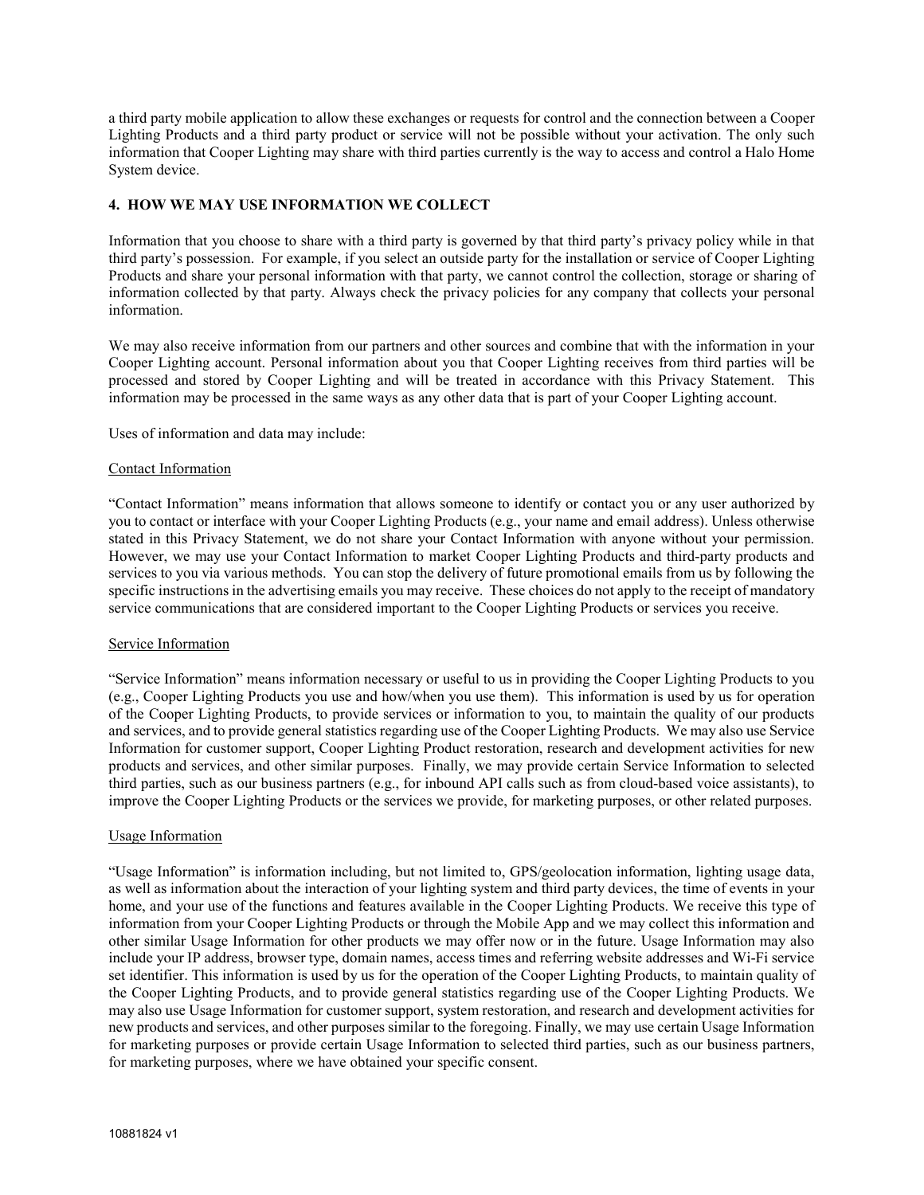a third party mobile application to allow these exchanges or requests for control and the connection between a Cooper Lighting Products and a third party product or service will not be possible without your activation. The only such information that Cooper Lighting may share with third parties currently is the way to access and control a Halo Home System device.

## 4. HOW WE MAY USE INFORMATION WE COLLECT

Information that you choose to share with a third party is governed by that third party's privacy policy while in that third party's possession. For example, if you select an outside party for the installation or service of Cooper Lighting Products and share your personal information with that party, we cannot control the collection, storage or sharing of information collected by that party. Always check the privacy policies for any company that collects your personal information.

We may also receive information from our partners and other sources and combine that with the information in your Cooper Lighting account. Personal information about you that Cooper Lighting receives from third parties will be processed and stored by Cooper Lighting and will be treated in accordance with this Privacy Statement. This information may be processed in the same ways as any other data that is part of your Cooper Lighting account.

Uses of information and data may include:

<u>Contact Information</u>

"Contact Information" means information that allows someone to identify or contact you or any user authorized by you to contact or interface with your Cooper Lighting Products (e.g., your name and email address). Unless otherwise stated in this Privacy Statement, we do not share your Contact Information with anyone without your permission. However, we may use your Contact Information to market Cooper Lighting Products and third-party products and services to you via various methods. You can stop the delivery of future promotional emails from us by following the specific instructions in the advertising emails you may receive. These choices do not apply to the receipt of mandatory service communications that are considered important to the Cooper Lighting Products or services you receive.

<u>Service Information</u>

"Service Information" means information necessary or useful to us in providing the Cooper Lighting Products to you (e.g., Cooper Lighting Products you use and how/when you use them). This information is used by us for operation of the Cooper Lighting Products, to provide services or information to you, to maintain the quality of our products and services, and to provide general statistics regarding use of the Cooper Lighting Products. We may also use Service Information for customer support, Cooper Lighting Product restoration, research and development activities for new products and services, and other similar purposes. Finally, we may provide certain Service Information to selected third parties, such as our business partners (e.g., for inbound API calls such as from cloud-based voice assistants), to improve the Cooper Lighting Products or the services we provide, for marketing purposes, or other related purposes.

<u>Usage Information</u>

"Usage Information" is information including, but not limited to, GPS/geolocation information, lighting usage data, as well as information about the interaction of your lighting system and third party devices, the time of events in your home, and your use of the functions and features available in the Cooper Lighting Products. We receive this type of information from your Cooper Lighting Products or through the Mobile App and we may collect this information and other similar Usage Information for other products we may offer now or in the future. Usage Information may also include your IP address, browser type, domain names, access times and referring website addresses and Wi-Fi service set identifier. This information is used by us for the operation of the Cooper Lighting Products, to maintain quality of the Cooper Lighting Products, and to provide general statistics regarding use of the Cooper Lighting Products. We may also use Usage Information for customer support, system restoration, and research and development activities for new products and services, and other purposes similar to the foregoing. Finally, we may use certain Usage Information for marketing purposes or provide certain Usage Information to selected third parties, such as our business partners, for marketing purposes, where we have obtained your specific consent.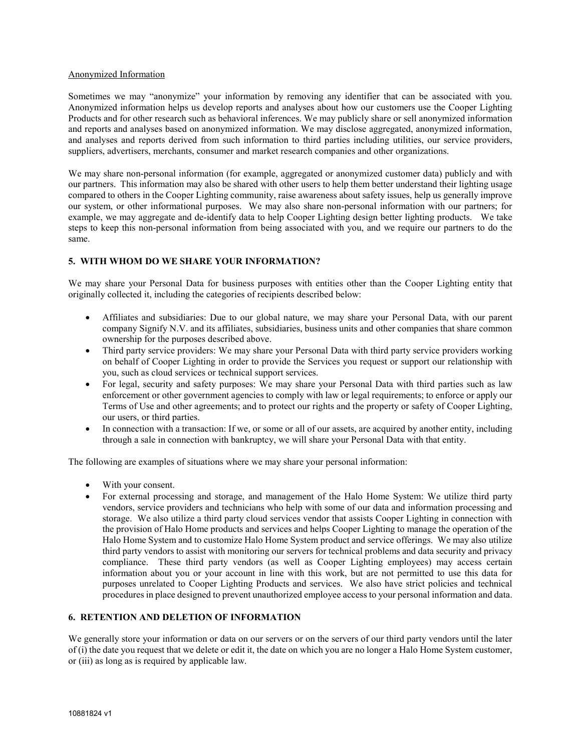Anonymized Information

Sometimes we may "anonymize" your information by removing any identifier that can be associated with you. Anonymized information helps us develop reports and analyses about how our customers use the Cooper Lighting Products and for other research such as behavioral inferences. We may publicly share or sell anonymized information and reports and analyses based on anonymized information. We may disclose aggregated, anonymized information, and analyses and reports derived from such information to third parties including utilities, our service providers, suppliers, advertisers, merchants, consumer and market research companies and other organizations.

We may share non-personal information (for example, aggregated or anonymized customer data) publicly and with our partners. This information may also be shared with other users to help them better understand their lighting usage compared to others in the Cooper Lighting community, raise awareness about safety issues, help us generally improve our system, or other informational purposes. We may also share non-personal information with our partners; for example, we may aggregate and de-identify data to help Cooper Lighting design better lighting products. We take steps to keep this non-personal information from being associated with you, and we require our partners to do the same.

## 5. WITH WHOM DO WE SHARE YOUR INFORMATION?

We may share your Personal Data for business purposes with entities other than the Cooper Lighting entity that originally collected it, including the categories of recipients described below:

- Affiliates and subsidiaries: Due to our global nature, we may share your Personal Data, with our parent company Signify N.V. and its affiliates, subsidiaries, business units and other companies that share common ownership for the purposes described above.
- Third party service providers: We may share your Personal Data with third party service providers working on behalf of Cooper Lighting in order to provide the Services you request or support our relationship with you, such as cloud services or technical support services.
- For legal, security and safety purposes: We may share your Personal Data with third parties such as law enforcement or other government agencies to comply with law or legal requirements; to enforce or apply our Terms of Use and other agreements; and to protect our rights and the property or safety of Cooper Lighting, our users, or third parties.
- In connection with a transaction: If we, or some or all of our assets, are acquired by another entity, including through a sale in connection with bankruptcy, we will share your Personal Data with that entity.

The following are examples of situations where we may share your personal information:

- With your consent.
- For external processing and storage, and management of the Halo Home System: We utilize third party vendors, service providers and technicians who help with some of our data and information processing and storage. We also utilize a third party cloud services vendor that assists Cooper Lighting in connection with the provision of Halo Home products and services and helps Cooper Lighting to manage the operation of the Halo Home System and to customize Halo Home System product and service offerings. We may also utilize third party vendors to assist with monitoring our servers for technical problems and data security and privacy compliance. These third party vendors (as well as Cooper Lighting employees) may access certain information about you or your account in line with this work, but are not permitted to use this data for purposes unrelated to Cooper Lighting Products and services. We also have strict policies and technical procedures in place designed to prevent unauthorized employee access to your personal information and data.

## 6. RETENTION AND DELETION OF INFORMATION

We generally store your information or data on our servers or on the servers of our third party vendors until the later of (i) the date you request that we delete or edit it, the date on which you are no longer a Halo Home System customer, or (iii) as long as is required by applicable law.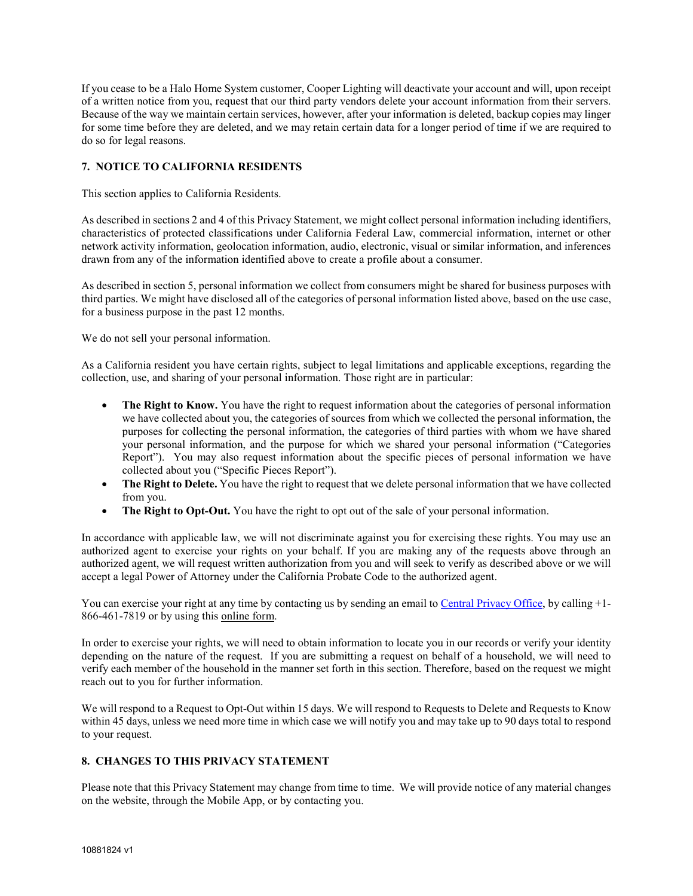If you cease to be a Halo Home System customer, Cooper Lighting will deactivate your account and will, upon receipt of a written notice from you, request that our third party vendors delete your account information from their servers. Because of the way we maintain certain services, however, after your information is deleted, backup copies may linger for some time before they are deleted, and we may retain certain data for a longer period of time if we are required to do so for legal reasons.

## 7. NOTICE TO CALIFORNIA RESIDENTS

This section applies to California Residents.

As described in sections 2 and 4 of this Privacy Statement, we might collect personal information including identifiers, characteristics of protected classifications under California Federal Law, commercial information, internet or other network activity information, geolocation information, audio, electronic, visual or similar information, and inferences drawn from any of the information identified above to create a profile about a consumer.

As described in section 5, personal information we collect from consumers might be shared for business purposes with third parties. We might have disclosed all of the categories of personal information listed above, based on the use case, for a business purpose in the past 12 months.

We do not sell your personal information.

As a California resident you have certain rights, subject to legal limitations and applicable exceptions, regarding the collection, use, and sharing of your personal information. Those right are in particular:

- **The Right to Know.** You have the right to request information about the categories of personal information we have collected about you, the categories of sources from which we collected the personal information, the purposes for collecting the personal information, the categories of third parties with whom we have shared your personal information, and the purpose for which we shared your personal information ("Categories Report"). You may also request information about the specific pieces of personal information we have collected about you ("Specific Pieces Report").
- **The Right to Delete.** You have the right to request that we delete personal information that we have collected from you.
- **The Right to Opt-Out.** You have the right to opt out of the sale of your personal information.

In accordance with applicable law, we will not discriminate against you for exercising these rights. You may use an authorized agent to exercise your rights on your behalf. If you are making any of the requests above through an authorized agent, we will request written authorization from you and will seek to verify as described above or we will accept a legal Power of Attorney under the California Probate Code to the authorized agent.

You can exercise your right at any time by contacting us by sending an email to Central Privacy Office, by calling +1-866-461-7819 or by using this online form.

In order to exercise your rights, we will need to obtain information to locate you in our records or verify your identity depending on the nature of the request. If you are submitting a request on behalf of a household, we will need to verify each member of the household in the manner set forth in this section. Therefore, based on the request we might reach out to you for further information.

We will respond to a Request to Opt-Out within 15 days. We will respond to Requests to Delete and Requests to Know within 45 days, unless we need more time in which case we will notify you and may take up to 90 days total to respond to your request.

## 8. CHANGES TO THIS PRIVACY STATEMENT

Please note that this Privacy Statement may change from time to time. We will provide notice of any material changes on the website, through the Mobile App, or by contacting you.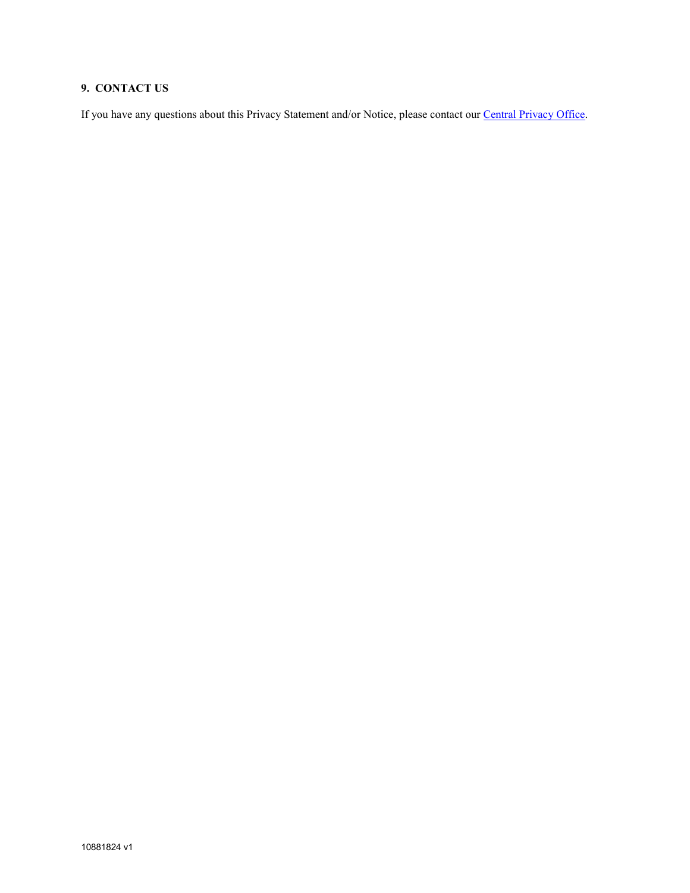## 9. CONTACT US

If you have any questions about this Privacy Statement and/or Notice, please contact our Central Privacy Office.

10881824 v1